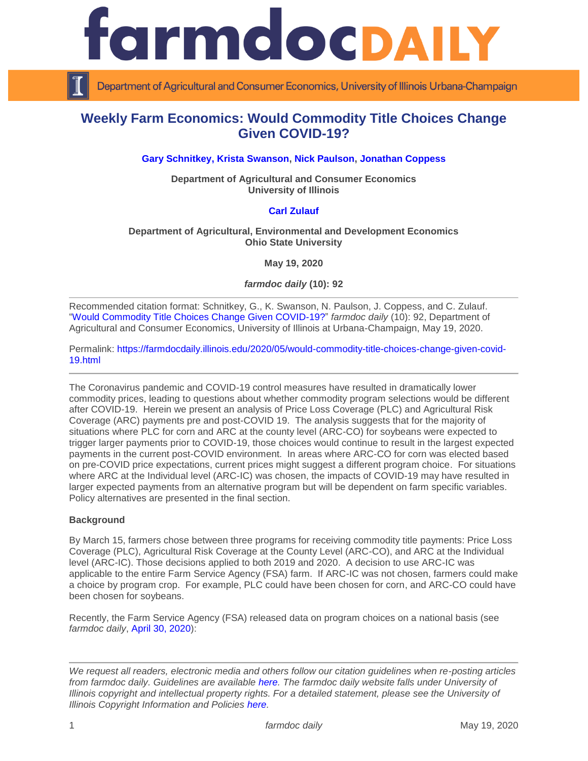# Weekly Farm Economics: Would Commodity Title Choices Change Given COVID-19?

**Gary Schnitkey, Krista Swanson, Nick Paulson, Jonathan Coppess**

**Department of Agricultural and Consumer Economics**
**University of Illinois**

**Carl Zulauf**

**Department of Agricultural, Environmental and Development Economics**
**Ohio State University**

**May 19, 2020**

***farmdoc daily* (10): 92**

---

Recommended citation format: Schnitkey, G., K. Swanson, N. Paulson, J. Coppess, and C. Zulauf. "Would Commodity Title Choices Change Given COVID-19?" *farmdoc daily* (10): 92, Department of Agricultural and Consumer Economics, University of Illinois at Urbana-Champaign, May 19, 2020.

Permalink: https://farmdocdaily.illinois.edu/2020/05/would-commodity-title-choices-change-given-covid-19.html

---

The Coronavirus pandemic and COVID-19 control measures have resulted in dramatically lower commodity prices, leading to questions about whether commodity program selections would be different after COVID-19. Herein we present an analysis of Price Loss Coverage (PLC) and Agricultural Risk Coverage (ARC) payments pre and post-COVID 19. The analysis suggests that for the majority of situations where PLC for corn and ARC at the county level (ARC-CO) for soybeans were expected to trigger larger payments prior to COVID-19, those choices would continue to result in the largest expected payments in the current post-COVID environment. In areas where ARC-CO for corn was elected based on pre-COVID price expectations, current prices might suggest a different program choice. For situations where ARC at the Individual level (ARC-IC) was chosen, the impacts of COVID-19 may have resulted in larger expected payments from an alternative program but will be dependent on farm specific variables. Policy alternatives are presented in the final section.

**Background**

By March 15, farmers chose between three programs for receiving commodity title payments: Price Loss Coverage (PLC), Agricultural Risk Coverage at the County Level (ARC-CO), and ARC at the Individual level (ARC-IC). Those decisions applied to both 2019 and 2020. A decision to use ARC-IC was applicable to the entire Farm Service Agency (FSA) farm. If ARC-IC was not chosen, farmers could make a choice by program crop. For example, PLC could have been chosen for corn, and ARC-CO could have been chosen for soybeans.

Recently, the Farm Service Agency (FSA) released data on program choices on a national basis (see *farmdoc daily*, April 30, 2020):

---

*We request all readers, electronic media and others follow our citation guidelines when re-posting articles from farmdoc daily. Guidelines are available here. The farmdoc daily website falls under University of Illinois copyright and intellectual property rights. For a detailed statement, please see the University of Illinois Copyright Information and Policies here.*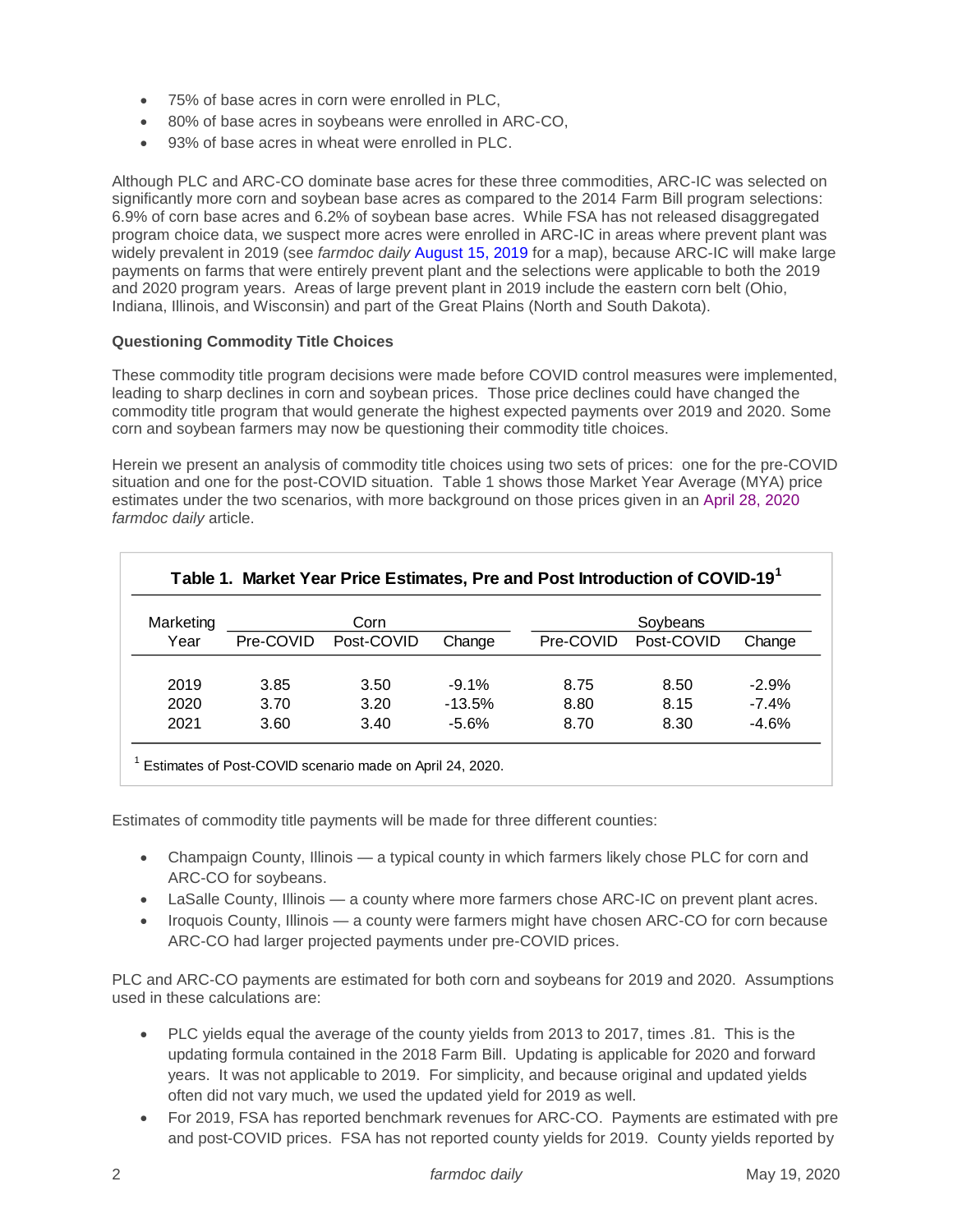- 75% of base acres in corn were enrolled in PLC,
- 80% of base acres in soybeans were enrolled in ARC-CO,
- 93% of base acres in wheat were enrolled in PLC.

Although PLC and ARC-CO dominate base acres for these three commodities, ARC-IC was selected on significantly more corn and soybean base acres as compared to the 2014 Farm Bill program selections: 6.9% of corn base acres and 6.2% of soybean base acres. While FSA has not released disaggregated program choice data, we suspect more acres were enrolled in ARC-IC in areas where prevent plant was widely prevalent in 2019 (see *farmdoc daily* August 15, 2019 for a map), because ARC-IC will make large payments on farms that were entirely prevent plant and the selections were applicable to both the 2019 and 2020 program years. Areas of large prevent plant in 2019 include the eastern corn belt (Ohio, Indiana, Illinois, and Wisconsin) and part of the Great Plains (North and South Dakota).

**Questioning Commodity Title Choices**

These commodity title program decisions were made before COVID control measures were implemented, leading to sharp declines in corn and soybean prices. Those price declines could have changed the commodity title program that would generate the highest expected payments over 2019 and 2020. Some corn and soybean farmers may now be questioning their commodity title choices.

Herein we present an analysis of commodity title choices using two sets of prices: one for the pre-COVID situation and one for the post-COVID situation. Table 1 shows those Market Year Average (MYA) price estimates under the two scenarios, with more background on those prices given in an April 28, 2020 *farmdoc daily* article.

**Table 1. Market Year Price Estimates, Pre and Post Introduction of COVID-19[1]**

| Marketing | Corn | | | Soybeans | | |
|---|---|---|---|---|---|---|
| Year | Pre-COVID | Post-COVID | Change | Pre-COVID | Post-COVID | Change |
| 2019 | 3.85 | 3.50 | -9.1% | 8.75 | 8.50 | -2.9% |
| 2020 | 3.70 | 3.20 | -13.5% | 8.80 | 8.15 | -7.4% |
| 2021 | 3.60 | 3.40 | -5.6% | 8.70 | 8.30 | -4.6% |

[1] Estimates of Post-COVID scenario made on April 24, 2020.

Estimates of commodity title payments will be made for three different counties:

- Champaign County, Illinois — a typical county in which farmers likely chose PLC for corn and ARC-CO for soybeans.
- LaSalle County, Illinois — a county where more farmers chose ARC-IC on prevent plant acres.
- Iroquois County, Illinois — a county were farmers might have chosen ARC-CO for corn because ARC-CO had larger projected payments under pre-COVID prices.

PLC and ARC-CO payments are estimated for both corn and soybeans for 2019 and 2020. Assumptions used in these calculations are:

- PLC yields equal the average of the county yields from 2013 to 2017, times .81. This is the updating formula contained in the 2018 Farm Bill. Updating is applicable for 2020 and forward years. It was not applicable to 2019. For simplicity, and because original and updated yields often did not vary much, we used the updated yield for 2019 as well.
- For 2019, FSA has reported benchmark revenues for ARC-CO. Payments are estimated with pre and post-COVID prices. FSA has not reported county yields for 2019. County yields reported by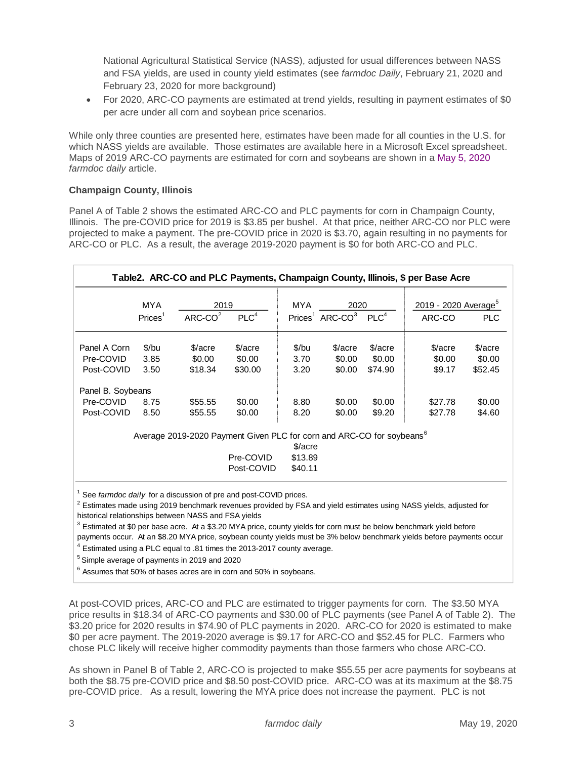National Agricultural Statistical Service (NASS), adjusted for usual differences between NASS and FSA yields, are used in county yield estimates (see *farmdoc Daily*, February 21, 2020 and February 23, 2020 for more background)

- For 2020, ARC-CO payments are estimated at trend yields, resulting in payment estimates of $0 per acre under all corn and soybean price scenarios.

While only three counties are presented here, estimates have been made for all counties in the U.S. for which NASS yields are available. Those estimates are available here in a Microsoft Excel spreadsheet. Maps of 2019 ARC-CO payments are estimated for corn and soybeans are shown in a May 5, 2020 *farmdoc daily* article.

### Champaign County, Illinois

Panel A of Table 2 shows the estimated ARC-CO and PLC payments for corn in Champaign County, Illinois. The pre-COVID price for 2019 is $3.85 per bushel. At that price, neither ARC-CO nor PLC were projected to make a payment. The pre-COVID price in 2020 is $3.70, again resulting in no payments for ARC-CO or PLC. As a result, the average 2019-2020 payment is $0 for both ARC-CO and PLC.

**Table2. ARC-CO and PLC Payments, Champaign County, Illinois, $ per Base Acre**

| | MYA | 2019 | | MYA | 2020 | | 2019 - 2020 Average[5] | |
|---|---|---|---|---|---|---|---|---|
| | Prices[1] | ARC-CO[2] | PLC[4] | Prices[1] | ARC-CO[3] | PLC[4] | ARC-CO | PLC |
| Panel A Corn | $/bu | $/acre | $/acre | $/bu | $/acre | $/acre | $/acre | $/acre |
| Pre-COVID | 3.85 | $0.00 | $0.00 | 3.70 | $0.00 | $0.00 | $0.00 | $0.00 |
| Post-COVID | 3.50 | $18.34 | $30.00 | 3.20 | $0.00 | $74.90 | $9.17 | $52.45 |
| Panel B. Soybeans | | | | | | | | |
| Pre-COVID | 8.75 | $55.55 | $0.00 | 8.80 | $0.00 | $0.00 | $27.78 | $0.00 |
| Post-COVID | 8.50 | $55.55 | $0.00 | 8.20 | $0.00 | $9.20 | $27.78 | $4.60 |

Average 2019-2020 Payment Given PLC for corn and ARC-CO for soybeans[6]

| | $/acre |
|---|---|
| Pre-COVID | $13.89 |
| Post-COVID | $40.11 |

[1] See *farmdoc daily* for a discussion of pre and post-COVID prices.
[2] Estimates made using 2019 benchmark revenues provided by FSA and yield estimates using NASS yields, adjusted for historical relationships between NASS and FSA yields
[3] Estimated at $0 per base acre. At a $3.20 MYA price, county yields for corn must be below benchmark yield before payments occur. At an $8.20 MYA price, soybean county yields must be 3% below benchmark yields before payments occur
[4] Estimated using a PLC equal to .81 times the 2013-2017 county average.
[5] Simple average of payments in 2019 and 2020
[6] Assumes that 50% of bases acres are in corn and 50% in soybeans.

At post-COVID prices, ARC-CO and PLC are estimated to trigger payments for corn. The $3.50 MYA price results in $18.34 of ARC-CO payments and $30.00 of PLC payments (see Panel A of Table 2). The $3.20 price for 2020 results in $74.90 of PLC payments in 2020. ARC-CO for 2020 is estimated to make $0 per acre payment. The 2019-2020 average is $9.17 for ARC-CO and $52.45 for PLC. Farmers who chose PLC likely will receive higher commodity payments than those farmers who chose ARC-CO.

As shown in Panel B of Table 2, ARC-CO is projected to make $55.55 per acre payments for soybeans at both the $8.75 pre-COVID price and $8.50 post-COVID price. ARC-CO was at its maximum at the $8.75 pre-COVID price. As a result, lowering the MYA price does not increase the payment. PLC is not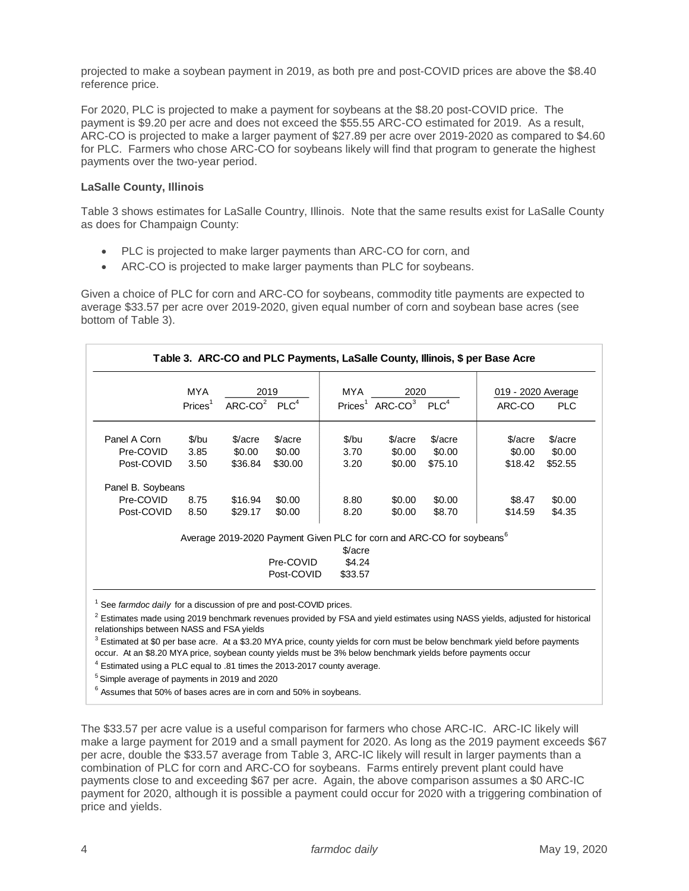projected to make a soybean payment in 2019, as both pre and post-COVID prices are above the $8.40 reference price.

For 2020, PLC is projected to make a payment for soybeans at the $8.20 post-COVID price. The payment is $9.20 per acre and does not exceed the $55.55 ARC-CO estimated for 2019. As a result, ARC-CO is projected to make a larger payment of $27.89 per acre over 2019-2020 as compared to $4.60 for PLC. Farmers who chose ARC-CO for soybeans likely will find that program to generate the highest payments over the two-year period.

**LaSalle County, Illinois**

Table 3 shows estimates for LaSalle Country, Illinois. Note that the same results exist for LaSalle County as does for Champaign County:

- PLC is projected to make larger payments than ARC-CO for corn, and
- ARC-CO is projected to make larger payments than PLC for soybeans.

Given a choice of PLC for corn and ARC-CO for soybeans, commodity title payments are expected to average $33.57 per acre over 2019-2020, given equal number of corn and soybean base acres (see bottom of Table 3).

**Table 3. ARC-CO and PLC Payments, LaSalle County, Illinois, $ per Base Acre**

| | MYA | 2019 | | MYA | 2020 | | 019 - 2020 Average | |
|---|---|---|---|---|---|---|---|---|
| | Prices[1] | ARC-CO[2] | PLC[4] | Prices[1] | ARC-CO[3] | PLC[4] | ARC-CO | PLC |
| Panel A Corn | $/bu | $/acre | $/acre | $/bu | $/acre | $/acre | $/acre | $/acre |
| Pre-COVID | 3.85 | $0.00 | $0.00 | 3.70 | $0.00 | $0.00 | $0.00 | $0.00 |
| Post-COVID | 3.50 | $36.84 | $30.00 | 3.20 | $0.00 | $75.10 | $18.42 | $52.55 |
| Panel B. Soybeans | | | | | | | | |
| Pre-COVID | 8.75 | $16.94 | $0.00 | 8.80 | $0.00 | $0.00 | $8.47 | $0.00 |
| Post-COVID | 8.50 | $29.17 | $0.00 | 8.20 | $0.00 | $8.70 | $14.59 | $4.35 |

Average 2019-2020 Payment Given PLC for corn and ARC-CO for soybeans[6]

| | $/acre |
|---|---|
| Pre-COVID | $4.24 |
| Post-COVID | $33.57 |

[1] See *farmdoc daily* for a discussion of pre and post-COVID prices.

[2] Estimates made using 2019 benchmark revenues provided by FSA and yield estimates using NASS yields, adjusted for historical relationships between NASS and FSA yields

[3] Estimated at $0 per base acre. At a $3.20 MYA price, county yields for corn must be below benchmark yield before payments occur. At an $8.20 MYA price, soybean county yields must be 3% below benchmark yields before payments occur

[4] Estimated using a PLC equal to .81 times the 2013-2017 county average.

[5] Simple average of payments in 2019 and 2020

[6] Assumes that 50% of bases acres are in corn and 50% in soybeans.

The $33.57 per acre value is a useful comparison for farmers who chose ARC-IC. ARC-IC likely will make a large payment for 2019 and a small payment for 2020. As long as the 2019 payment exceeds $67 per acre, double the $33.57 average from Table 3, ARC-IC likely will result in larger payments than a combination of PLC for corn and ARC-CO for soybeans. Farms entirely prevent plant could have payments close to and exceeding $67 per acre. Again, the above comparison assumes a $0 ARC-IC payment for 2020, although it is possible a payment could occur for 2020 with a triggering combination of price and yields.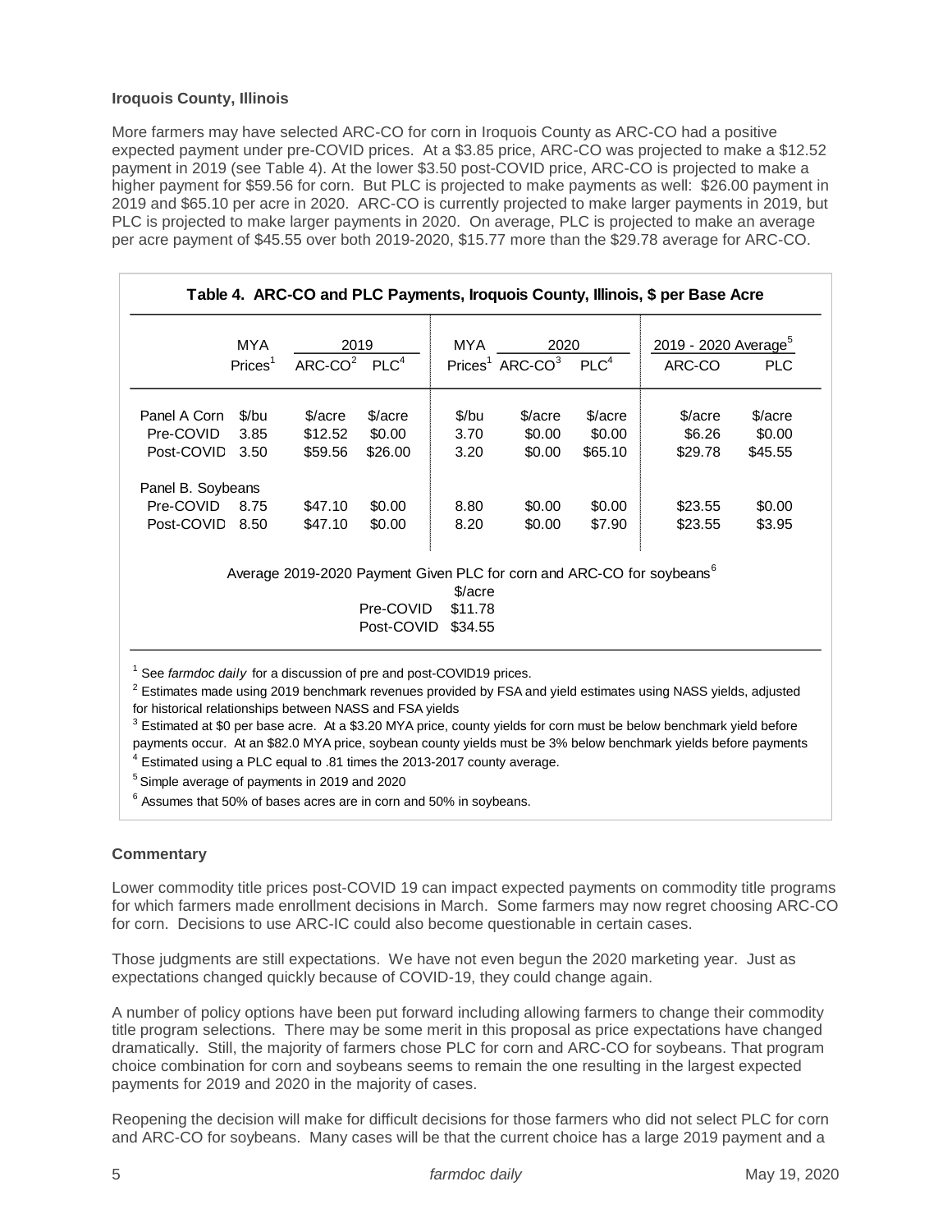**Iroquois County, Illinois**

More farmers may have selected ARC-CO for corn in Iroquois County as ARC-CO had a positive expected payment under pre-COVID prices. At a $3.85 price, ARC-CO was projected to make a $12.52 payment in 2019 (see Table 4). At the lower $3.50 post-COVID price, ARC-CO is projected to make a higher payment for $59.56 for corn. But PLC is projected to make payments as well: $26.00 payment in 2019 and $65.10 per acre in 2020. ARC-CO is currently projected to make larger payments in 2019, but PLC is projected to make larger payments in 2020. On average, PLC is projected to make an average per acre payment of $45.55 over both 2019-2020, $15.77 more than the $29.78 average for ARC-CO.

**Table 4. ARC-CO and PLC Payments, Iroquois County, Illinois, $ per Base Acre**

| | MYA | 2019 | | MYA | 2020 | | 2019 - 2020 Average[5] | |
|---|---|---|---|---|---|---|---|---|
| | Prices[1] | ARC-CO[2] | PLC[4] | Prices[1] | ARC-CO[3] | PLC[4] | ARC-CO | PLC |
| Panel A Corn | $/bu | $/acre | $/acre | $/bu | $/acre | $/acre | $/acre | $/acre |
| Pre-COVID | 3.85 | $12.52 | $0.00 | 3.70 | $0.00 | $0.00 | $6.26 | $0.00 |
| Post-COVID | 3.50 | $59.56 | $26.00 | 3.20 | $0.00 | $65.10 | $29.78 | $45.55 |
| Panel B. Soybeans | | | | | | | | |
| Pre-COVID | 8.75 | $47.10 | $0.00 | 8.80 | $0.00 | $0.00 | $23.55 | $0.00 |
| Post-COVID | 8.50 | $47.10 | $0.00 | 8.20 | $0.00 | $7.90 | $23.55 | $3.95 |

Average 2019-2020 Payment Given PLC for corn and ARC-CO for soybeans[6]

| | $/acre |
|---|---|
| Pre-COVID | $11.78 |
| Post-COVID | $34.55 |

[1] See *farmdoc daily* for a discussion of pre and post-COVID19 prices.
[2] Estimates made using 2019 benchmark revenues provided by FSA and yield estimates using NASS yields, adjusted for historical relationships between NASS and FSA yields
[3] Estimated at $0 per base acre. At a $3.20 MYA price, county yields for corn must be below benchmark yield before payments occur. At an $82.0 MYA price, soybean county yields must be 3% below benchmark yields before payments
[4] Estimated using a PLC equal to .81 times the 2013-2017 county average.
[5] Simple average of payments in 2019 and 2020
[6] Assumes that 50% of bases acres are in corn and 50% in soybeans.

**Commentary**

Lower commodity title prices post-COVID 19 can impact expected payments on commodity title programs for which farmers made enrollment decisions in March. Some farmers may now regret choosing ARC-CO for corn. Decisions to use ARC-IC could also become questionable in certain cases.

Those judgments are still expectations. We have not even begun the 2020 marketing year. Just as expectations changed quickly because of COVID-19, they could change again.

A number of policy options have been put forward including allowing farmers to change their commodity title program selections. There may be some merit in this proposal as price expectations have changed dramatically. Still, the majority of farmers chose PLC for corn and ARC-CO for soybeans. That program choice combination for corn and soybeans seems to remain the one resulting in the largest expected payments for 2019 and 2020 in the majority of cases.

Reopening the decision will make for difficult decisions for those farmers who did not select PLC for corn and ARC-CO for soybeans. Many cases will be that the current choice has a large 2019 payment and a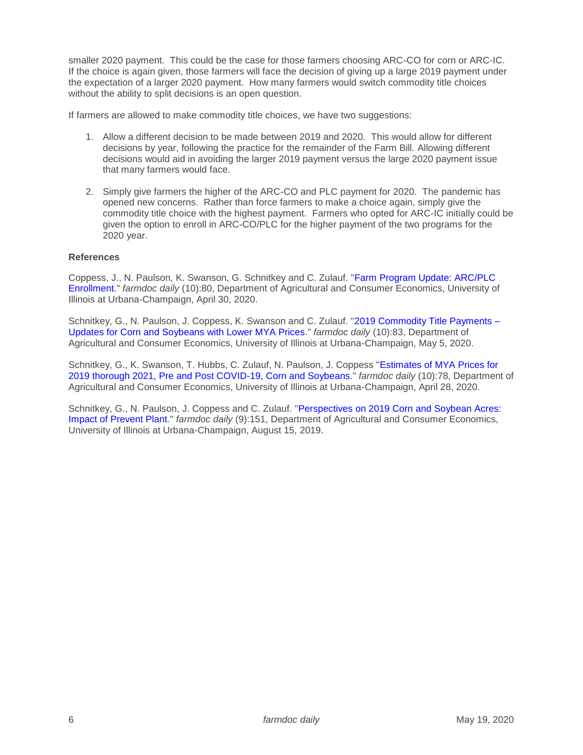smaller 2020 payment. This could be the case for those farmers choosing ARC-CO for corn or ARC-IC. If the choice is again given, those farmers will face the decision of giving up a large 2019 payment under the expectation of a larger 2020 payment. How many farmers would switch commodity title choices without the ability to split decisions is an open question.

If farmers are allowed to make commodity title choices, we have two suggestions:

1. Allow a different decision to be made between 2019 and 2020. This would allow for different decisions by year, following the practice for the remainder of the Farm Bill. Allowing different decisions would aid in avoiding the larger 2019 payment versus the large 2020 payment issue that many farmers would face.

2. Simply give farmers the higher of the ARC-CO and PLC payment for 2020. The pandemic has opened new concerns. Rather than force farmers to make a choice again, simply give the commodity title choice with the highest payment. Farmers who opted for ARC-IC initially could be given the option to enroll in ARC-CO/PLC for the higher payment of the two programs for the 2020 year.

**References**

Coppess, J., N. Paulson, K. Swanson, G. Schnitkey and C. Zulauf. "Farm Program Update: ARC/PLC Enrollment." *farmdoc daily* (10):80, Department of Agricultural and Consumer Economics, University of Illinois at Urbana-Champaign, April 30, 2020.

Schnitkey, G., N. Paulson, J. Coppess, K. Swanson and C. Zulauf. "2019 Commodity Title Payments – Updates for Corn and Soybeans with Lower MYA Prices." *farmdoc daily* (10):83, Department of Agricultural and Consumer Economics, University of Illinois at Urbana-Champaign, May 5, 2020.

Schnitkey, G., K. Swanson, T. Hubbs, C. Zulauf, N. Paulson, J. Coppess "Estimates of MYA Prices for 2019 thorough 2021, Pre and Post COVID-19, Corn and Soybeans." *farmdoc daily* (10):78, Department of Agricultural and Consumer Economics, University of Illinois at Urbana-Champaign, April 28, 2020.

Schnitkey, G., N. Paulson, J. Coppess and C. Zulauf. "Perspectives on 2019 Corn and Soybean Acres: Impact of Prevent Plant." *farmdoc daily* (9):151, Department of Agricultural and Consumer Economics, University of Illinois at Urbana-Champaign, August 15, 2019.